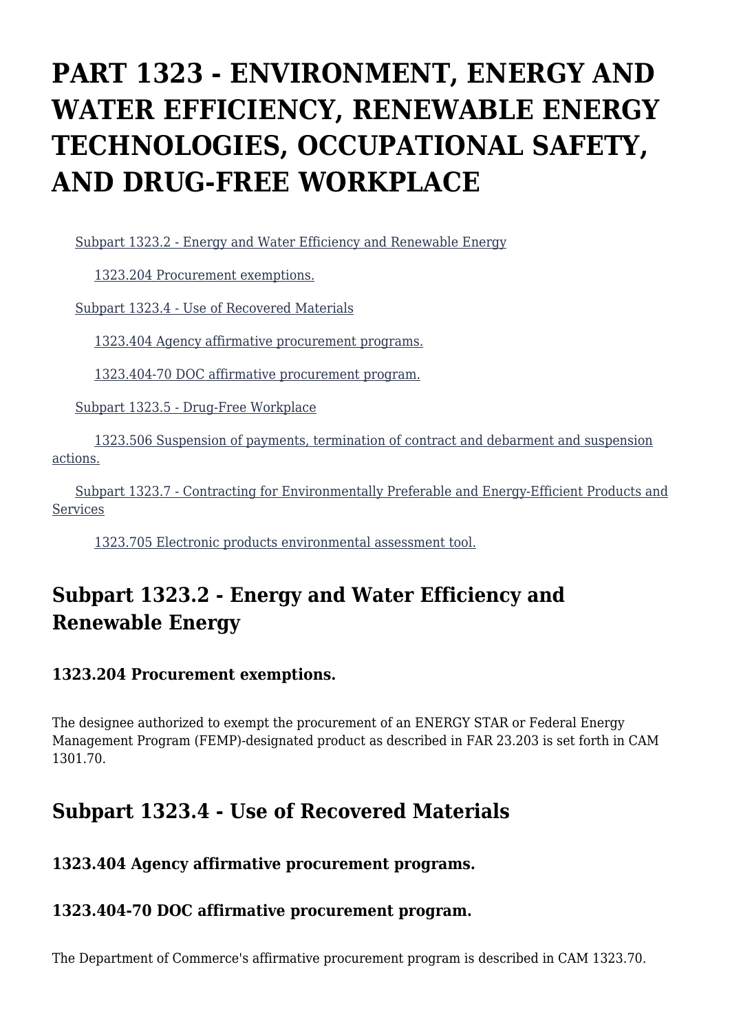# PART 1323 - ENVIRONMENT, ENERGY AND WATER EFFICIENCY, RENEWABLE ENERGY TECHNOLOGIES, OCCUPATIONAL SAFETY, AND DRUG-FREE WORKPLACE

- Subpart 1323.2 - Energy and Water Efficiency and Renewable Energy
  - 1323.204 Procurement exemptions.
- Subpart 1323.4 - Use of Recovered Materials
  - 1323.404 Agency affirmative procurement programs.
  - 1323.404-70 DOC affirmative procurement program.
- Subpart 1323.5 - Drug-Free Workplace
  - 1323.506 Suspension of payments, termination of contract and debarment and suspension actions.
- Subpart 1323.7 - Contracting for Environmentally Preferable and Energy-Efficient Products and Services
  - 1323.705 Electronic products environmental assessment tool.

## Subpart 1323.2 - Energy and Water Efficiency and Renewable Energy

### 1323.204 Procurement exemptions.

The designee authorized to exempt the procurement of an ENERGY STAR or Federal Energy Management Program (FEMP)-designated product as described in FAR 23.203 is set forth in CAM 1301.70.

## Subpart 1323.4 - Use of Recovered Materials

### 1323.404 Agency affirmative procurement programs.

### 1323.404-70 DOC affirmative procurement program.

The Department of Commerce's affirmative procurement program is described in CAM 1323.70.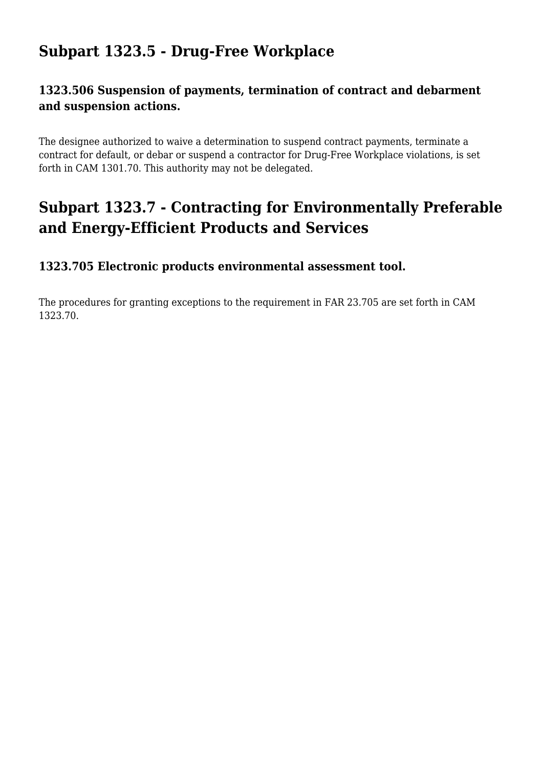## Subpart 1323.5 - Drug-Free Workplace

### 1323.506 Suspension of payments, termination of contract and debarment and suspension actions.

The designee authorized to waive a determination to suspend contract payments, terminate a contract for default, or debar or suspend a contractor for Drug-Free Workplace violations, is set forth in CAM 1301.70. This authority may not be delegated.

## Subpart 1323.7 - Contracting for Environmentally Preferable and Energy-Efficient Products and Services

### 1323.705 Electronic products environmental assessment tool.

The procedures for granting exceptions to the requirement in FAR 23.705 are set forth in CAM 1323.70.